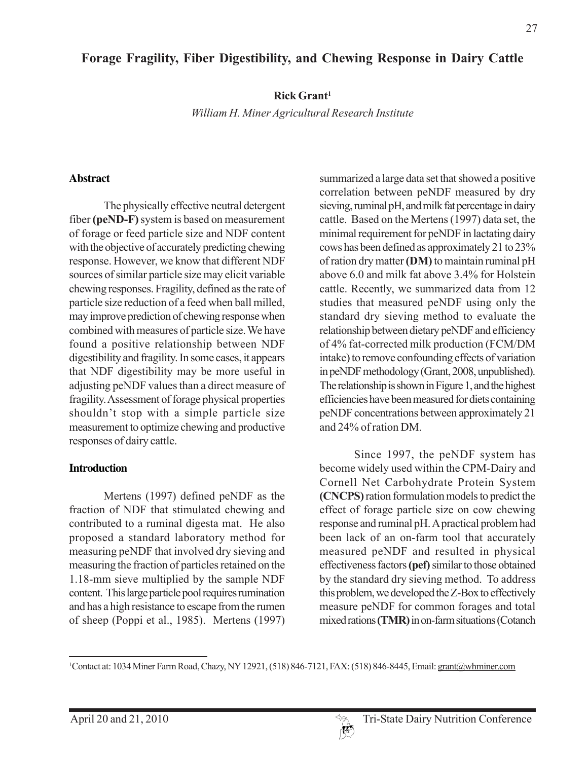# Forage Fragility, Fiber Digestibility, and Chewing Response in Dairy Cattle

**Rick Grant**[1]

*William H. Miner Agricultural Research Institute*

## Abstract

The physically effective neutral detergent fiber **(peND-F)** system is based on measurement of forage or feed particle size and NDF content with the objective of accurately predicting chewing response. However, we know that different NDF sources of similar particle size may elicit variable chewing responses. Fragility, defined as the rate of particle size reduction of a feed when ball milled, may improve prediction of chewing response when combined with measures of particle size. We have found a positive relationship between NDF digestibility and fragility. In some cases, it appears that NDF digestibility may be more useful in adjusting peNDF values than a direct measure of fragility. Assessment of forage physical properties shouldn't stop with a simple particle size measurement to optimize chewing and productive responses of dairy cattle.

## Introduction

Mertens (1997) defined peNDF as the fraction of NDF that stimulated chewing and contributed to a ruminal digesta mat. He also proposed a standard laboratory method for measuring peNDF that involved dry sieving and measuring the fraction of particles retained on the 1.18-mm sieve multiplied by the sample NDF content. This large particle pool requires rumination and has a high resistance to escape from the rumen of sheep (Poppi et al., 1985). Mertens (1997) summarized a large data set that showed a positive correlation between peNDF measured by dry sieving, ruminal pH, and milk fat percentage in dairy cattle. Based on the Mertens (1997) data set, the minimal requirement for peNDF in lactating dairy cows has been defined as approximately 21 to 23% of ration dry matter **(DM)** to maintain ruminal pH above 6.0 and milk fat above 3.4% for Holstein cattle. Recently, we summarized data from 12 studies that measured peNDF using only the standard dry sieving method to evaluate the relationship between dietary peNDF and efficiency of 4% fat-corrected milk production (FCM/DM intake) to remove confounding effects of variation in peNDF methodology (Grant, 2008, unpublished). The relationship is shown in Figure 1, and the highest efficiencies have been measured for diets containing peNDF concentrations between approximately 21 and 24% of ration DM.

Since 1997, the peNDF system has become widely used within the CPM-Dairy and Cornell Net Carbohydrate Protein System **(CNCPS)** ration formulation models to predict the effect of forage particle size on cow chewing response and ruminal pH. A practical problem had been lack of an on-farm tool that accurately measured peNDF and resulted in physical effectiveness factors **(pef)** similar to those obtained by the standard dry sieving method. To address this problem, we developed the Z-Box to effectively measure peNDF for common forages and total mixed rations **(TMR)** in on-farm situations (Cotanch

[1]Contact at: 1034 Miner Farm Road, Chazy, NY 12921, (518) 846-7121, FAX: (518) 846-8445, Email: grant@whminer.com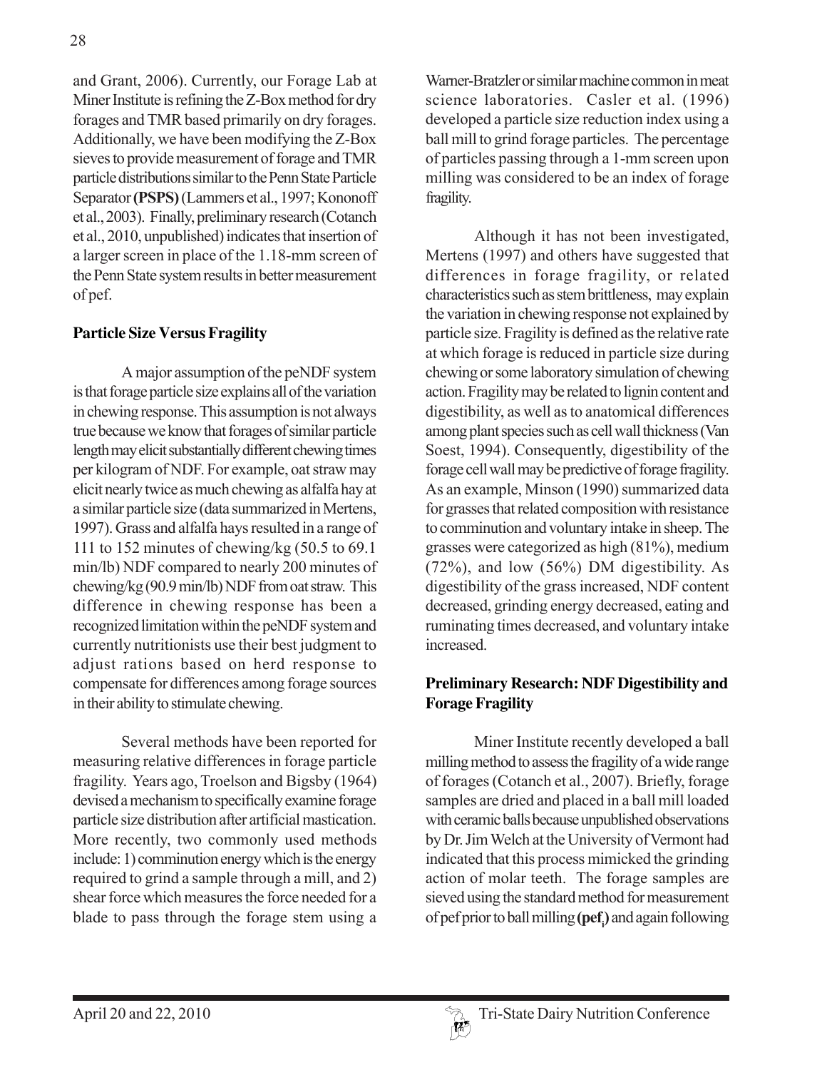and Grant, 2006). Currently, our Forage Lab at Miner Institute is refining the Z-Box method for dry forages and TMR based primarily on dry forages. Additionally, we have been modifying the Z-Box sieves to provide measurement of forage and TMR particle distributions similar to the Penn State Particle Separator **(PSPS)** (Lammers et al., 1997; Kononoff et al., 2003). Finally, preliminary research (Cotanch et al., 2010, unpublished) indicates that insertion of a larger screen in place of the 1.18-mm screen of the Penn State system results in better measurement of pef.

**Particle Size Versus Fragility**

A major assumption of the peNDF system is that forage particle size explains all of the variation in chewing response. This assumption is not always true because we know that forages of similar particle length may elicit substantially different chewing times per kilogram of NDF. For example, oat straw may elicit nearly twice as much chewing as alfalfa hay at a similar particle size (data summarized in Mertens, 1997). Grass and alfalfa hays resulted in a range of 111 to 152 minutes of chewing/kg (50.5 to 69.1 min/lb) NDF compared to nearly 200 minutes of chewing/kg (90.9 min/lb) NDF from oat straw. This difference in chewing response has been a recognized limitation within the peNDF system and currently nutritionists use their best judgment to adjust rations based on herd response to compensate for differences among forage sources in their ability to stimulate chewing.

Several methods have been reported for measuring relative differences in forage particle fragility. Years ago, Troelson and Bigsby (1964) devised a mechanism to specifically examine forage particle size distribution after artificial mastication. More recently, two commonly used methods include: 1) comminution energy which is the energy required to grind a sample through a mill, and 2) shear force which measures the force needed for a blade to pass through the forage stem using a Warner-Bratzler or similar machine common in meat science laboratories. Casler et al. (1996) developed a particle size reduction index using a ball mill to grind forage particles. The percentage of particles passing through a 1-mm screen upon milling was considered to be an index of forage fragility.

Although it has not been investigated, Mertens (1997) and others have suggested that differences in forage fragility, or related characteristics such as stem brittleness, may explain the variation in chewing response not explained by particle size. Fragility is defined as the relative rate at which forage is reduced in particle size during chewing or some laboratory simulation of chewing action. Fragility may be related to lignin content and digestibility, as well as to anatomical differences among plant species such as cell wall thickness (Van Soest, 1994). Consequently, digestibility of the forage cell wall may be predictive of forage fragility. As an example, Minson (1990) summarized data for grasses that related composition with resistance to comminution and voluntary intake in sheep. The grasses were categorized as high (81%), medium (72%), and low (56%) DM digestibility. As digestibility of the grass increased, NDF content decreased, grinding energy decreased, eating and ruminating times decreased, and voluntary intake increased.

**Preliminary Research: NDF Digestibility and Forage Fragility**

Miner Institute recently developed a ball milling method to assess the fragility of a wide range of forages (Cotanch et al., 2007). Briefly, forage samples are dried and placed in a ball mill loaded with ceramic balls because unpublished observations by Dr. Jim Welch at the University of Vermont had indicated that this process mimicked the grinding action of molar teeth. The forage samples are sieved using the standard method for measurement of pef prior to ball milling **($pef_i$)** and again following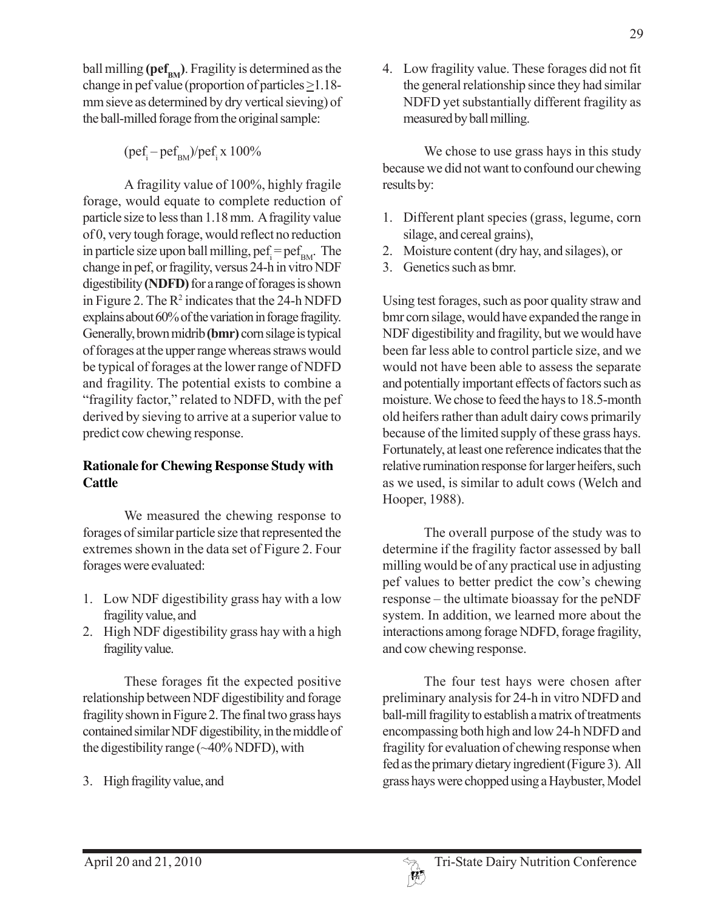ball milling **($pef_{BM}$)**. Fragility is determined as the change in pef value (proportion of particles $\geq$1.18-mm sieve as determined by dry vertical sieving) of the ball-milled forage from the original sample:

$$(pef_i - pef_{BM})/pef_i \times 100\%$$

A fragility value of 100%, highly fragile forage, would equate to complete reduction of particle size to less than 1.18 mm. A fragility value of 0, very tough forage, would reflect no reduction in particle size upon ball milling, $pef_i = pef_{BM}$. The change in pef, or fragility, versus 24-h in vitro NDF digestibility **(NDFD)** for a range of forages is shown in Figure 2. The $R^2$ indicates that the 24-h NDFD explains about 60% of the variation in forage fragility. Generally, brown midrib **(bmr)** corn silage is typical of forages at the upper range whereas straws would be typical of forages at the lower range of NDFD and fragility. The potential exists to combine a "fragility factor," related to NDFD, with the pef derived by sieving to arrive at a superior value to predict cow chewing response.

## Rationale for Chewing Response Study with Cattle

We measured the chewing response to forages of similar particle size that represented the extremes shown in the data set of Figure 2. Four forages were evaluated:

1. Low NDF digestibility grass hay with a low fragility value, and
2. High NDF digestibility grass hay with a high fragility value.

These forages fit the expected positive relationship between NDF digestibility and forage fragility shown in Figure 2. The final two grass hays contained similar NDF digestibility, in the middle of the digestibility range (~40% NDFD), with

3. High fragility value, and
4. Low fragility value. These forages did not fit the general relationship since they had similar NDFD yet substantially different fragility as measured by ball milling.

We chose to use grass hays in this study because we did not want to confound our chewing results by:

1. Different plant species (grass, legume, corn silage, and cereal grains),
2. Moisture content (dry hay, and silages), or
3. Genetics such as bmr.

Using test forages, such as poor quality straw and bmr corn silage, would have expanded the range in NDF digestibility and fragility, but we would have been far less able to control particle size, and we would not have been able to assess the separate and potentially important effects of factors such as moisture. We chose to feed the hays to 18.5-month old heifers rather than adult dairy cows primarily because of the limited supply of these grass hays. Fortunately, at least one reference indicates that the relative rumination response for larger heifers, such as we used, is similar to adult cows (Welch and Hooper, 1988).

The overall purpose of the study was to determine if the fragility factor assessed by ball milling would be of any practical use in adjusting pef values to better predict the cow's chewing response – the ultimate bioassay for the peNDF system. In addition, we learned more about the interactions among forage NDFD, forage fragility, and cow chewing response.

The four test hays were chosen after preliminary analysis for 24-h in vitro NDFD and ball-mill fragility to establish a matrix of treatments encompassing both high and low 24-h NDFD and fragility for evaluation of chewing response when fed as the primary dietary ingredient (Figure 3). All grass hays were chopped using a Haybuster, Model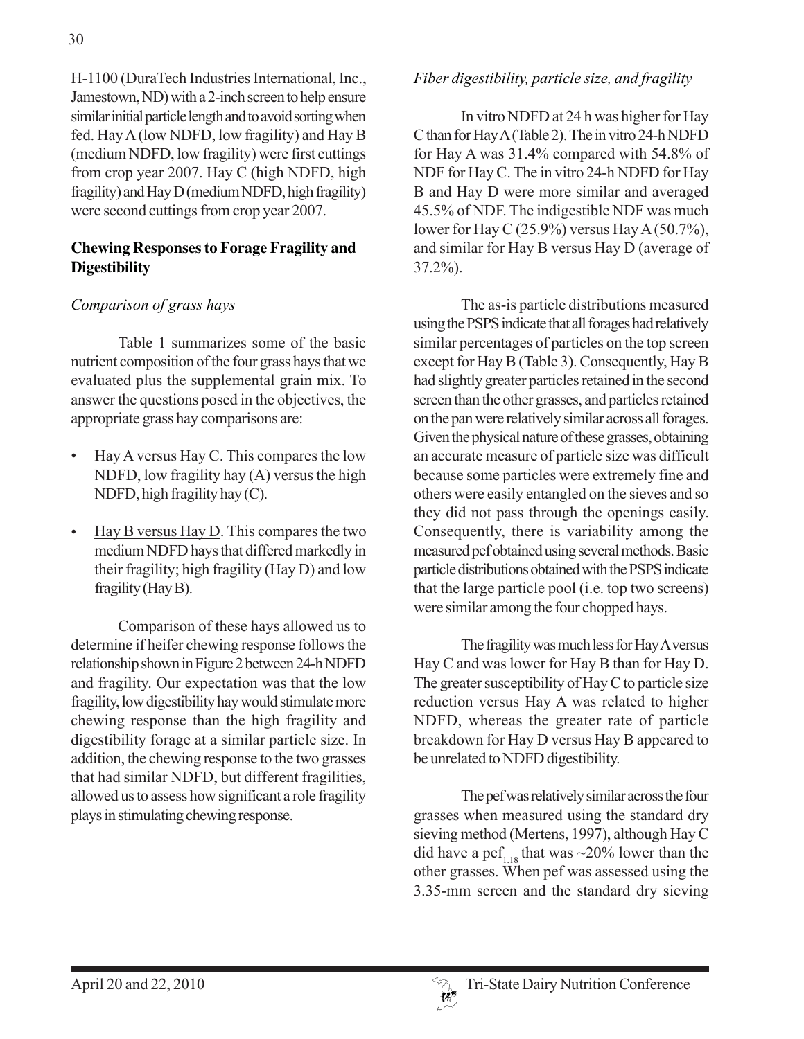H-1100 (DuraTech Industries International, Inc., Jamestown, ND) with a 2-inch screen to help ensure similar initial particle length and to avoid sorting when fed. Hay A (low NDFD, low fragility) and Hay B (medium NDFD, low fragility) were first cuttings from crop year 2007. Hay C (high NDFD, high fragility) and Hay D (medium NDFD, high fragility) were second cuttings from crop year 2007.

## Chewing Responses to Forage Fragility and Digestibility

### *Comparison of grass hays*

Table 1 summarizes some of the basic nutrient composition of the four grass hays that we evaluated plus the supplemental grain mix. To answer the questions posed in the objectives, the appropriate grass hay comparisons are:

- Hay A versus Hay C. This compares the low NDFD, low fragility hay (A) versus the high NDFD, high fragility hay (C).
- Hay B versus Hay D. This compares the two medium NDFD hays that differed markedly in their fragility; high fragility (Hay D) and low fragility (Hay B).

Comparison of these hays allowed us to determine if heifer chewing response follows the relationship shown in Figure 2 between 24-h NDFD and fragility. Our expectation was that the low fragility, low digestibility hay would stimulate more chewing response than the high fragility and digestibility forage at a similar particle size. In addition, the chewing response to the two grasses that had similar NDFD, but different fragilities, allowed us to assess how significant a role fragility plays in stimulating chewing response.

### *Fiber digestibility, particle size, and fragility*

In vitro NDFD at 24 h was higher for Hay C than for Hay A (Table 2). The in vitro 24-h NDFD for Hay A was 31.4% compared with 54.8% of NDF for Hay C. The in vitro 24-h NDFD for Hay B and Hay D were more similar and averaged 45.5% of NDF. The indigestible NDF was much lower for Hay C (25.9%) versus Hay A (50.7%), and similar for Hay B versus Hay D (average of 37.2%).

The as-is particle distributions measured using the PSPS indicate that all forages had relatively similar percentages of particles on the top screen except for Hay B (Table 3). Consequently, Hay B had slightly greater particles retained in the second screen than the other grasses, and particles retained on the pan were relatively similar across all forages. Given the physical nature of these grasses, obtaining an accurate measure of particle size was difficult because some particles were extremely fine and others were easily entangled on the sieves and so they did not pass through the openings easily. Consequently, there is variability among the measured pef obtained using several methods. Basic particle distributions obtained with the PSPS indicate that the large particle pool (i.e. top two screens) were similar among the four chopped hays.

The fragility was much less for Hay A versus Hay C and was lower for Hay B than for Hay D. The greater susceptibility of Hay C to particle size reduction versus Hay A was related to higher NDFD, whereas the greater rate of particle breakdown for Hay D versus Hay B appeared to be unrelated to NDFD digestibility.

The pef was relatively similar across the four grasses when measured using the standard dry sieving method (Mertens, 1997), although Hay C did have a $pef_{1.18}$ that was ~20% lower than the other grasses. When pef was assessed using the 3.35-mm screen and the standard dry sieving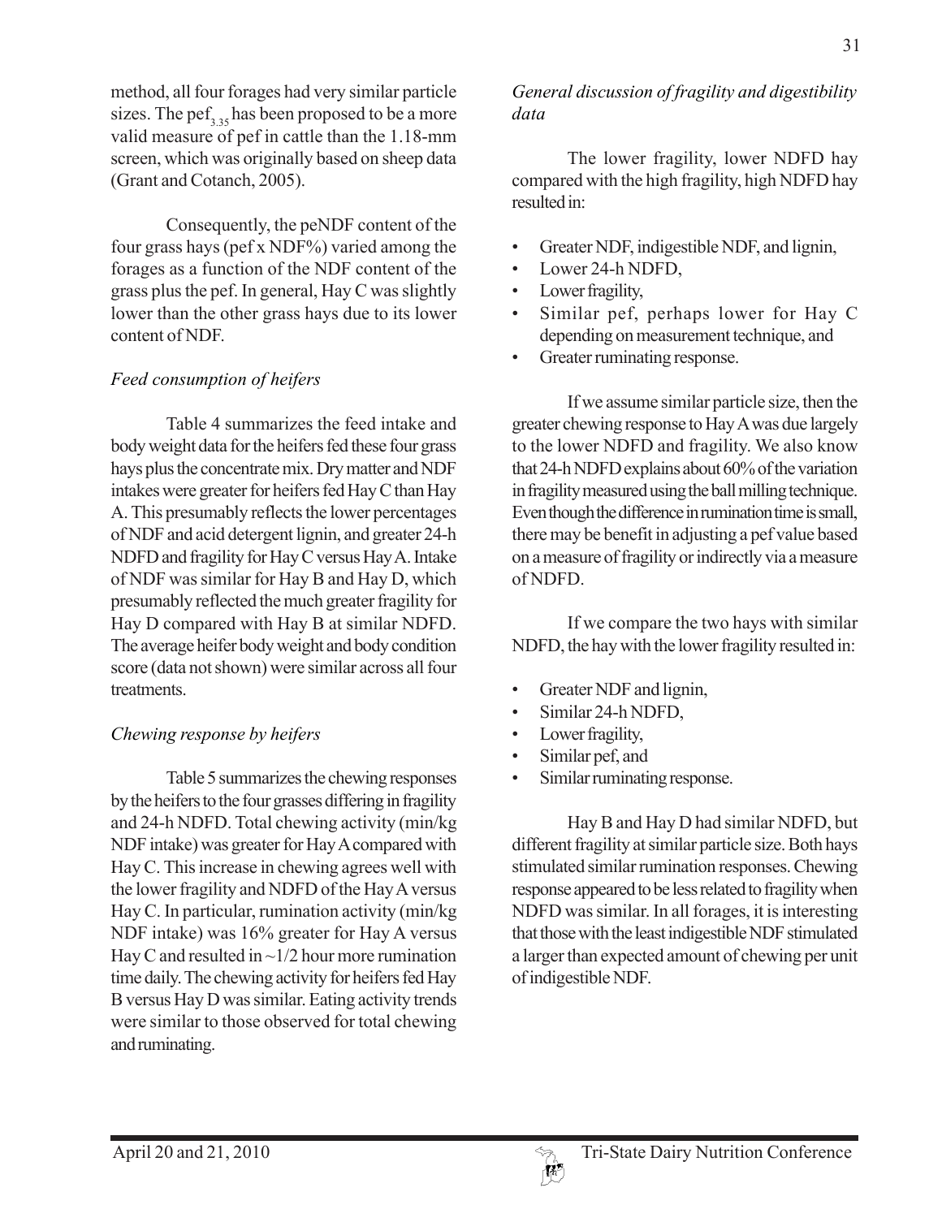method, all four forages had very similar particle sizes. The $pef_{3.35}$ has been proposed to be a more valid measure of pef in cattle than the 1.18-mm screen, which was originally based on sheep data (Grant and Cotanch, 2005).

Consequently, the peNDF content of the four grass hays (pef x NDF%) varied among the forages as a function of the NDF content of the grass plus the pef. In general, Hay C was slightly lower than the other grass hays due to its lower content of NDF.

*Feed consumption of heifers*

Table 4 summarizes the feed intake and body weight data for the heifers fed these four grass hays plus the concentrate mix. Dry matter and NDF intakes were greater for heifers fed Hay C than Hay A. This presumably reflects the lower percentages of NDF and acid detergent lignin, and greater 24-h NDFD and fragility for Hay C versus Hay A. Intake of NDF was similar for Hay B and Hay D, which presumably reflected the much greater fragility for Hay D compared with Hay B at similar NDFD. The average heifer body weight and body condition score (data not shown) were similar across all four treatments.

*Chewing response by heifers*

Table 5 summarizes the chewing responses by the heifers to the four grasses differing in fragility and 24-h NDFD. Total chewing activity (min/kg NDF intake) was greater for Hay A compared with Hay C. This increase in chewing agrees well with the lower fragility and NDFD of the Hay A versus Hay C. In particular, rumination activity (min/kg NDF intake) was 16% greater for Hay A versus Hay C and resulted in ~1/2 hour more rumination time daily. The chewing activity for heifers fed Hay B versus Hay D was similar. Eating activity trends were similar to those observed for total chewing and ruminating.

*General discussion of fragility and digestibility data*

The lower fragility, lower NDFD hay compared with the high fragility, high NDFD hay resulted in:

- Greater NDF, indigestible NDF, and lignin,
- Lower 24-h NDFD,
- Lower fragility,
- Similar pef, perhaps lower for Hay C depending on measurement technique, and
- Greater ruminating response.

If we assume similar particle size, then the greater chewing response to Hay A was due largely to the lower NDFD and fragility. We also know that 24-h NDFD explains about 60% of the variation in fragility measured using the ball milling technique. Even though the difference in rumination time is small, there may be benefit in adjusting a pef value based on a measure of fragility or indirectly via a measure of NDFD.

If we compare the two hays with similar NDFD, the hay with the lower fragility resulted in:

- Greater NDF and lignin,
- Similar 24-h NDFD,
- Lower fragility,
- Similar pef, and
- Similar ruminating response.

Hay B and Hay D had similar NDFD, but different fragility at similar particle size. Both hays stimulated similar rumination responses. Chewing response appeared to be less related to fragility when NDFD was similar. In all forages, it is interesting that those with the least indigestible NDF stimulated a larger than expected amount of chewing per unit of indigestible NDF.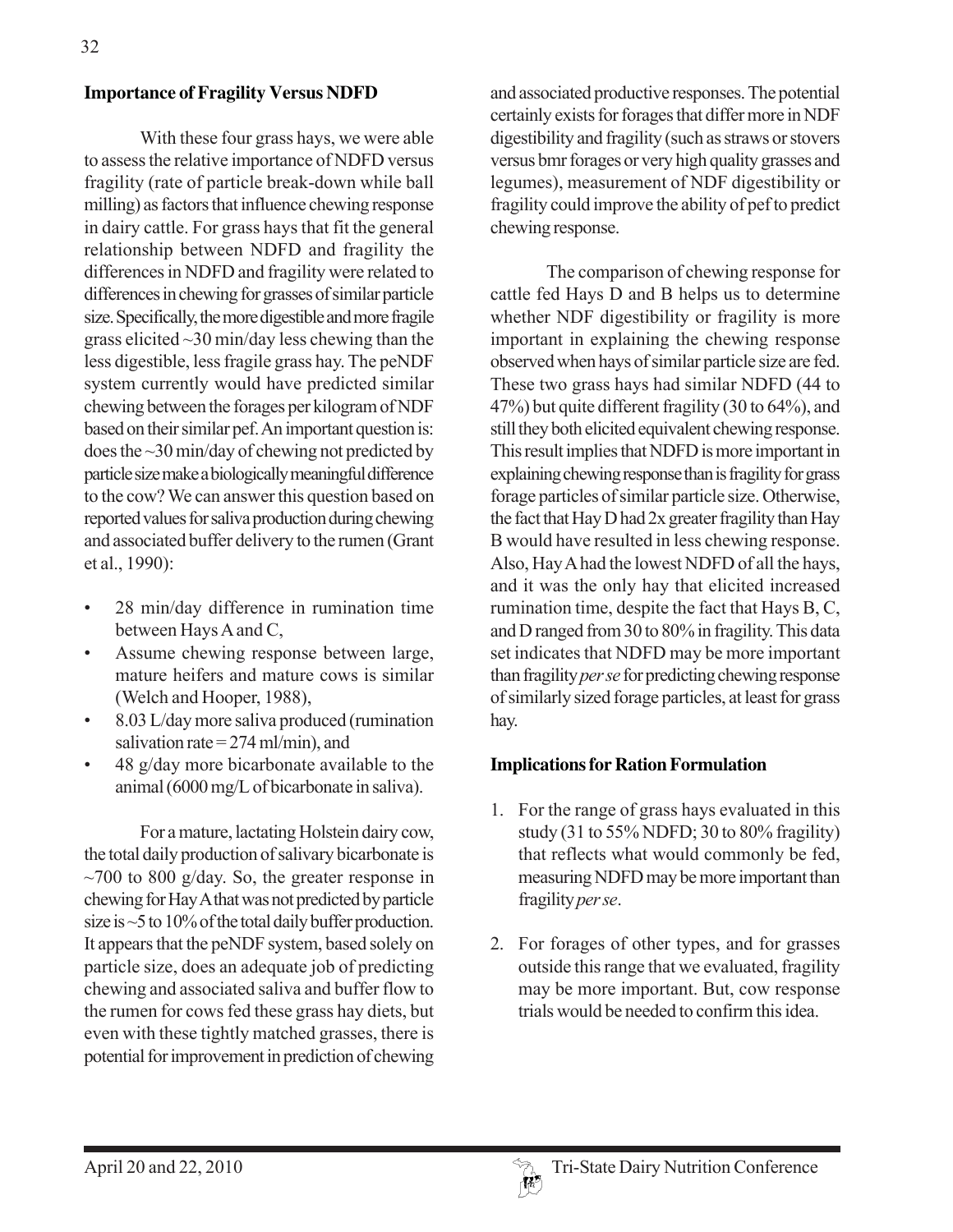## Importance of Fragility Versus NDFD

With these four grass hays, we were able to assess the relative importance of NDFD versus fragility (rate of particle break-down while ball milling) as factors that influence chewing response in dairy cattle. For grass hays that fit the general relationship between NDFD and fragility the differences in NDFD and fragility were related to differences in chewing for grasses of similar particle size. Specifically, the more digestible and more fragile grass elicited ~30 min/day less chewing than the less digestible, less fragile grass hay. The peNDF system currently would have predicted similar chewing between the forages per kilogram of NDF based on their similar pef. An important question is: does the ~30 min/day of chewing not predicted by particle size make a biologically meaningful difference to the cow? We can answer this question based on reported values for saliva production during chewing and associated buffer delivery to the rumen (Grant et al., 1990):

- 28 min/day difference in rumination time between Hays A and C,
- Assume chewing response between large, mature heifers and mature cows is similar (Welch and Hooper, 1988),
- 8.03 L/day more saliva produced (rumination salivation rate = 274 ml/min), and
- 48 g/day more bicarbonate available to the animal (6000 mg/L of bicarbonate in saliva).

For a mature, lactating Holstein dairy cow, the total daily production of salivary bicarbonate is ~700 to 800 g/day. So, the greater response in chewing for Hay A that was not predicted by particle size is ~5 to 10% of the total daily buffer production. It appears that the peNDF system, based solely on particle size, does an adequate job of predicting chewing and associated saliva and buffer flow to the rumen for cows fed these grass hay diets, but even with these tightly matched grasses, there is potential for improvement in prediction of chewing and associated productive responses. The potential certainly exists for forages that differ more in NDF digestibility and fragility (such as straws or stovers versus bmr forages or very high quality grasses and legumes), measurement of NDF digestibility or fragility could improve the ability of pef to predict chewing response.

The comparison of chewing response for cattle fed Hays D and B helps us to determine whether NDF digestibility or fragility is more important in explaining the chewing response observed when hays of similar particle size are fed. These two grass hays had similar NDFD (44 to 47%) but quite different fragility (30 to 64%), and still they both elicited equivalent chewing response. This result implies that NDFD is more important in explaining chewing response than is fragility for grass forage particles of similar particle size. Otherwise, the fact that Hay D had 2x greater fragility than Hay B would have resulted in less chewing response. Also, Hay A had the lowest NDFD of all the hays, and it was the only hay that elicited increased rumination time, despite the fact that Hays B, C, and D ranged from 30 to 80% in fragility. This data set indicates that NDFD may be more important than fragility *per se* for predicting chewing response of similarly sized forage particles, at least for grass hay.

## Implications for Ration Formulation

1. For the range of grass hays evaluated in this study (31 to 55% NDFD; 30 to 80% fragility) that reflects what would commonly be fed, measuring NDFD may be more important than fragility *per se*.
2. For forages of other types, and for grasses outside this range that we evaluated, fragility may be more important. But, cow response trials would be needed to confirm this idea.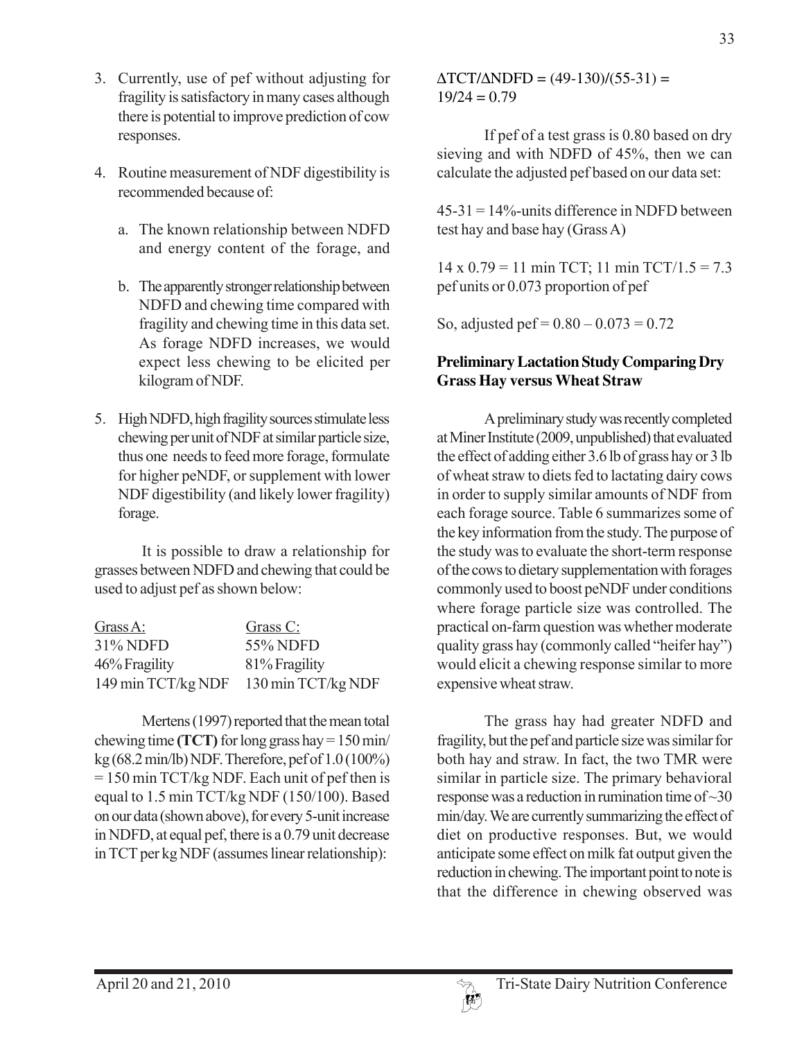3. Currently, use of pef without adjusting for fragility is satisfactory in many cases although there is potential to improve prediction of cow responses.

4. Routine measurement of NDF digestibility is recommended because of:

   a. The known relationship between NDFD and energy content of the forage, and

   b. The apparently stronger relationship between NDFD and chewing time compared with fragility and chewing time in this data set. As forage NDFD increases, we would expect less chewing to be elicited per kilogram of NDF.

5. High NDFD, high fragility sources stimulate less chewing per unit of NDF at similar particle size, thus one needs to feed more forage, formulate for higher peNDF, or supplement with lower NDF digestibility (and likely lower fragility) forage.

It is possible to draw a relationship for grasses between NDFD and chewing that could be used to adjust pef as shown below:

| Grass A: | Grass C: |
|---|---|
| 31% NDFD | 55% NDFD |
| 46% Fragility | 81% Fragility |
| 149 min TCT/kg NDF | 130 min TCT/kg NDF |

Mertens (1997) reported that the mean total chewing time **(TCT)** for long grass hay = 150 min/kg (68.2 min/lb) NDF. Therefore, pef of 1.0 (100%) = 150 min TCT/kg NDF. Each unit of pef then is equal to 1.5 min TCT/kg NDF (150/100). Based on our data (shown above), for every 5-unit increase in NDFD, at equal pef, there is a 0.79 unit decrease in TCT per kg NDF (assumes linear relationship):

$\Delta TCT/\Delta NDFD = (49\text{-}130)/(55\text{-}31) = 19/24 = 0.79$

If pef of a test grass is 0.80 based on dry sieving and with NDFD of 45%, then we can calculate the adjusted pef based on our data set:

45-31 = 14%-units difference in NDFD between test hay and base hay (Grass A)

14 x 0.79 = 11 min TCT; 11 min TCT/1.5 = 7.3 pef units or 0.073 proportion of pef

So, adjusted pef = 0.80 – 0.073 = 0.72

## Preliminary Lactation Study Comparing Dry Grass Hay versus Wheat Straw

A preliminary study was recently completed at Miner Institute (2009, unpublished) that evaluated the effect of adding either 3.6 lb of grass hay or 3 lb of wheat straw to diets fed to lactating dairy cows in order to supply similar amounts of NDF from each forage source. Table 6 summarizes some of the key information from the study. The purpose of the study was to evaluate the short-term response of the cows to dietary supplementation with forages commonly used to boost peNDF under conditions where forage particle size was controlled. The practical on-farm question was whether moderate quality grass hay (commonly called "heifer hay") would elicit a chewing response similar to more expensive wheat straw.

The grass hay had greater NDFD and fragility, but the pef and particle size was similar for both hay and straw. In fact, the two TMR were similar in particle size. The primary behavioral response was a reduction in rumination time of ~30 min/day. We are currently summarizing the effect of diet on productive responses. But, we would anticipate some effect on milk fat output given the reduction in chewing. The important point to note is that the difference in chewing observed was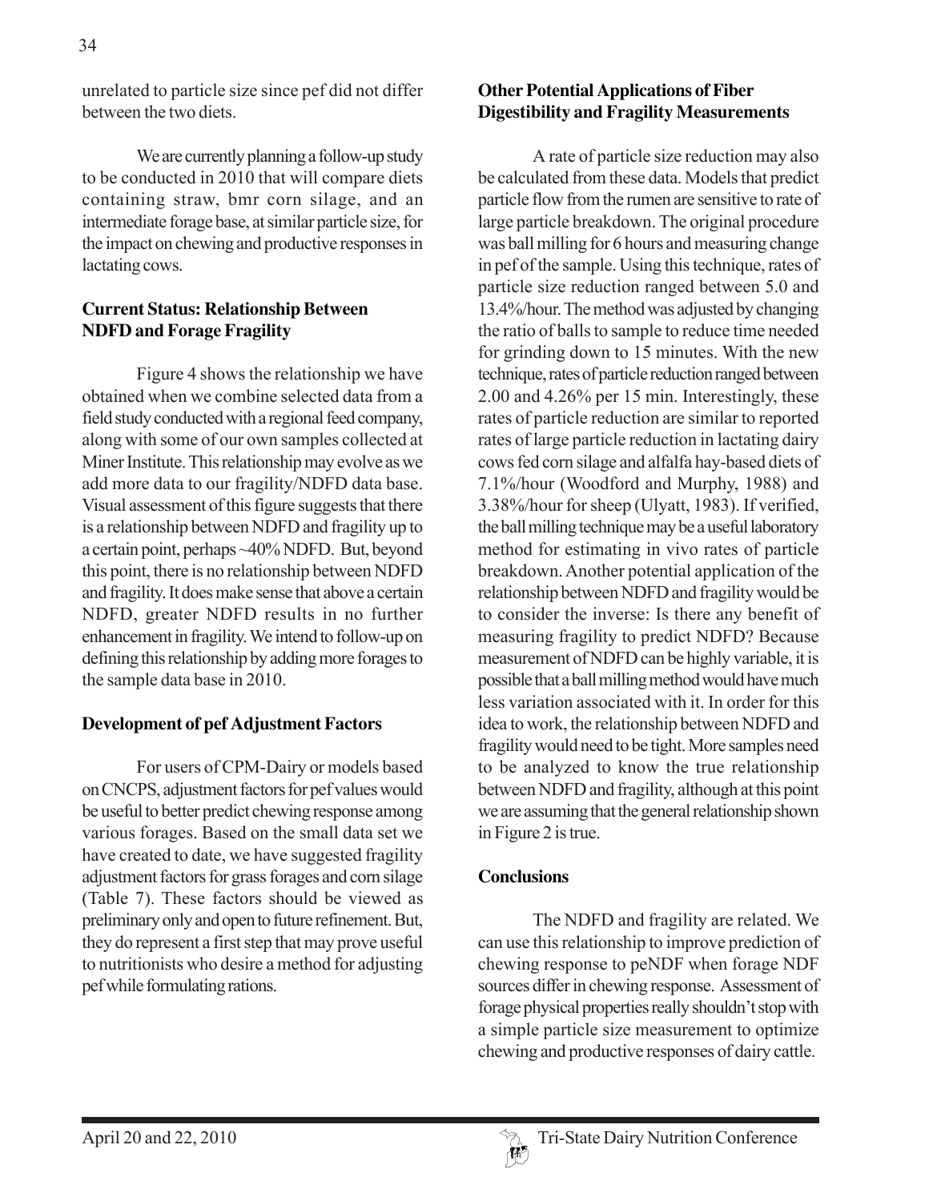unrelated to particle size since pef did not differ between the two diets.

We are currently planning a follow-up study to be conducted in 2010 that will compare diets containing straw, bmr corn silage, and an intermediate forage base, at similar particle size, for the impact on chewing and productive responses in lactating cows.

**Current Status: Relationship Between NDFD and Forage Fragility**

Figure 4 shows the relationship we have obtained when we combine selected data from a field study conducted with a regional feed company, along with some of our own samples collected at Miner Institute. This relationship may evolve as we add more data to our fragility/NDFD data base. Visual assessment of this figure suggests that there is a relationship between NDFD and fragility up to a certain point, perhaps ~40% NDFD. But, beyond this point, there is no relationship between NDFD and fragility. It does make sense that above a certain NDFD, greater NDFD results in no further enhancement in fragility. We intend to follow-up on defining this relationship by adding more forages to the sample data base in 2010.

**Development of pef Adjustment Factors**

For users of CPM-Dairy or models based on CNCPS, adjustment factors for pef values would be useful to better predict chewing response among various forages. Based on the small data set we have created to date, we have suggested fragility adjustment factors for grass forages and corn silage (Table 7). These factors should be viewed as preliminary only and open to future refinement. But, they do represent a first step that may prove useful to nutritionists who desire a method for adjusting pef while formulating rations.

**Other Potential Applications of Fiber Digestibility and Fragility Measurements**

A rate of particle size reduction may also be calculated from these data. Models that predict particle flow from the rumen are sensitive to rate of large particle breakdown. The original procedure was ball milling for 6 hours and measuring change in pef of the sample. Using this technique, rates of particle size reduction ranged between 5.0 and 13.4%/hour. The method was adjusted by changing the ratio of balls to sample to reduce time needed for grinding down to 15 minutes. With the new technique, rates of particle reduction ranged between 2.00 and 4.26% per 15 min. Interestingly, these rates of particle reduction are similar to reported rates of large particle reduction in lactating dairy cows fed corn silage and alfalfa hay-based diets of 7.1%/hour (Woodford and Murphy, 1988) and 3.38%/hour for sheep (Ulyatt, 1983). If verified, the ball milling technique may be a useful laboratory method for estimating in vivo rates of particle breakdown. Another potential application of the relationship between NDFD and fragility would be to consider the inverse: Is there any benefit of measuring fragility to predict NDFD? Because measurement of NDFD can be highly variable, it is possible that a ball milling method would have much less variation associated with it. In order for this idea to work, the relationship between NDFD and fragility would need to be tight. More samples need to be analyzed to know the true relationship between NDFD and fragility, although at this point we are assuming that the general relationship shown in Figure 2 is true.

**Conclusions**

The NDFD and fragility are related. We can use this relationship to improve prediction of chewing response to peNDF when forage NDF sources differ in chewing response. Assessment of forage physical properties really shouldn't stop with a simple particle size measurement to optimize chewing and productive responses of dairy cattle.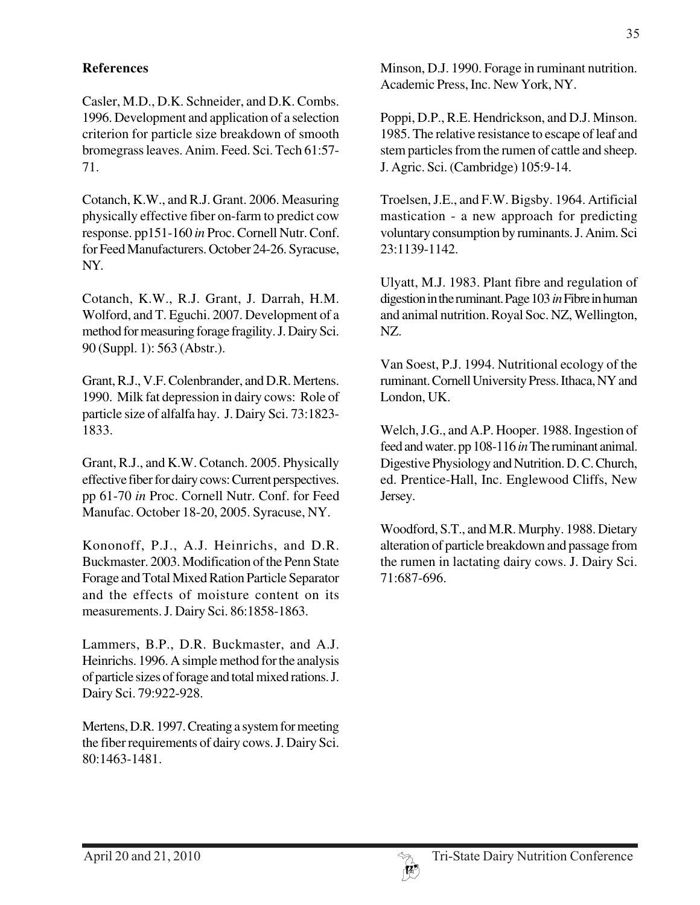## References

Casler, M.D., D.K. Schneider, and D.K. Combs. 1996. Development and application of a selection criterion for particle size breakdown of smooth bromegrass leaves. Anim. Feed. Sci. Tech 61:57-71.

Cotanch, K.W., and R.J. Grant. 2006. Measuring physically effective fiber on-farm to predict cow response. pp151-160 *in* Proc. Cornell Nutr. Conf. for Feed Manufacturers. October 24-26. Syracuse, NY.

Cotanch, K.W., R.J. Grant, J. Darrah, H.M. Wolford, and T. Eguchi. 2007. Development of a method for measuring forage fragility. J. Dairy Sci. 90 (Suppl. 1): 563 (Abstr.).

Grant, R.J., V.F. Colenbrander, and D.R. Mertens. 1990. Milk fat depression in dairy cows: Role of particle size of alfalfa hay. J. Dairy Sci. 73:1823-1833.

Grant, R.J., and K.W. Cotanch. 2005. Physically effective fiber for dairy cows: Current perspectives. pp 61-70 *in* Proc. Cornell Nutr. Conf. for Feed Manufac. October 18-20, 2005. Syracuse, NY.

Kononoff, P.J., A.J. Heinrichs, and D.R. Buckmaster. 2003. Modification of the Penn State Forage and Total Mixed Ration Particle Separator and the effects of moisture content on its measurements. J. Dairy Sci. 86:1858-1863.

Lammers, B.P., D.R. Buckmaster, and A.J. Heinrichs. 1996. A simple method for the analysis of particle sizes of forage and total mixed rations. J. Dairy Sci. 79:922-928.

Mertens, D.R. 1997. Creating a system for meeting the fiber requirements of dairy cows. J. Dairy Sci. 80:1463-1481.

Minson, D.J. 1990. Forage in ruminant nutrition. Academic Press, Inc. New York, NY.

Poppi, D.P., R.E. Hendrickson, and D.J. Minson. 1985. The relative resistance to escape of leaf and stem particles from the rumen of cattle and sheep. J. Agric. Sci. (Cambridge) 105:9-14.

Troelsen, J.E., and F.W. Bigsby. 1964. Artificial mastication - a new approach for predicting voluntary consumption by ruminants. J. Anim. Sci 23:1139-1142.

Ulyatt, M.J. 1983. Plant fibre and regulation of digestion in the ruminant. Page 103 *in* Fibre in human and animal nutrition. Royal Soc. NZ, Wellington, NZ.

Van Soest, P.J. 1994. Nutritional ecology of the ruminant. Cornell University Press. Ithaca, NY and London, UK.

Welch, J.G., and A.P. Hooper. 1988. Ingestion of feed and water. pp 108-116 *in* The ruminant animal. Digestive Physiology and Nutrition. D. C. Church, ed. Prentice-Hall, Inc. Englewood Cliffs, New Jersey.

Woodford, S.T., and M.R. Murphy. 1988. Dietary alteration of particle breakdown and passage from the rumen in lactating dairy cows. J. Dairy Sci. 71:687-696.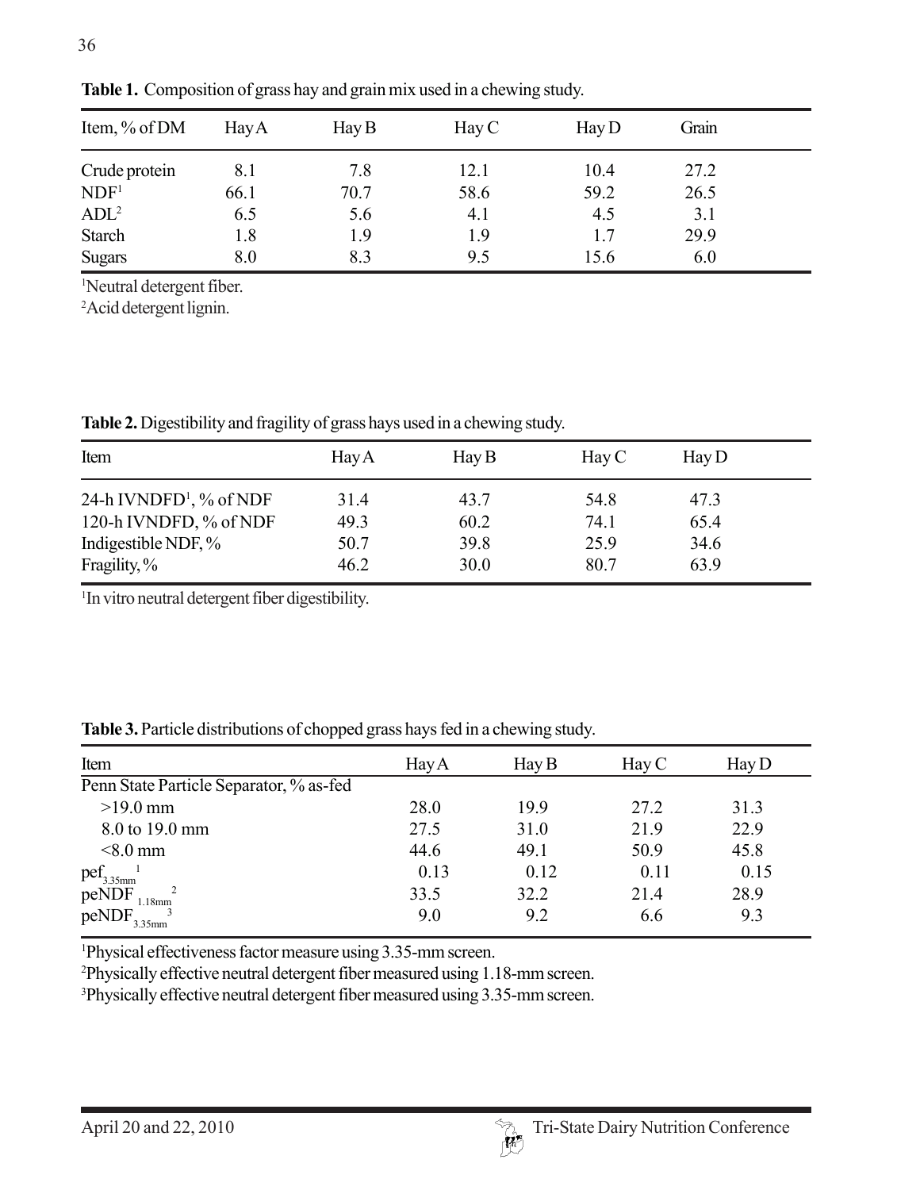**Table 1.** Composition of grass hay and grain mix used in a chewing study.

| Item, % of DM | Hay A | Hay B | Hay C | Hay D | Grain |
|---|---|---|---|---|---|
| Crude protein | 8.1 | 7.8 | 12.1 | 10.4 | 27.2 |
| NDF[1] | 66.1 | 70.7 | 58.6 | 59.2 | 26.5 |
| ADL[2] | 6.5 | 5.6 | 4.1 | 4.5 | 3.1 |
| Starch | 1.8 | 1.9 | 1.9 | 1.7 | 29.9 |
| Sugars | 8.0 | 8.3 | 9.5 | 15.6 | 6.0 |

[1]Neutral detergent fiber.
[2]Acid detergent lignin.

**Table 2.** Digestibility and fragility of grass hays used in a chewing study.

| Item | Hay A | Hay B | Hay C | Hay D |
|---|---|---|---|---|
| 24-h IVNDFD[1], % of NDF | 31.4 | 43.7 | 54.8 | 47.3 |
| 120-h IVNDFD, % of NDF | 49.3 | 60.2 | 74.1 | 65.4 |
| Indigestible NDF, % | 50.7 | 39.8 | 25.9 | 34.6 |
| Fragility, % | 46.2 | 30.0 | 80.7 | 63.9 |

[1]In vitro neutral detergent fiber digestibility.

**Table 3.** Particle distributions of chopped grass hays fed in a chewing study.

| Item | Hay A | Hay B | Hay C | Hay D |
|---|---|---|---|---|
| Penn State Particle Separator, % as-fed | | | | |
| >19.0 mm | 28.0 | 19.9 | 27.2 | 31.3 |
| 8.0 to 19.0 mm | 27.5 | 31.0 | 21.9 | 22.9 |
| <8.0 mm | 44.6 | 49.1 | 50.9 | 45.8 |
| $pef_{3.35mm}$[1] | 0.13 | 0.12 | 0.11 | 0.15 |
| $peNDF_{1.18mm}$[2] | 33.5 | 32.2 | 21.4 | 28.9 |
| $peNDF_{3.35mm}$[3] | 9.0 | 9.2 | 6.6 | 9.3 |

[1]Physical effectiveness factor measure using 3.35-mm screen.
[2]Physically effective neutral detergent fiber measured using 1.18-mm screen.
[3]Physically effective neutral detergent fiber measured using 3.35-mm screen.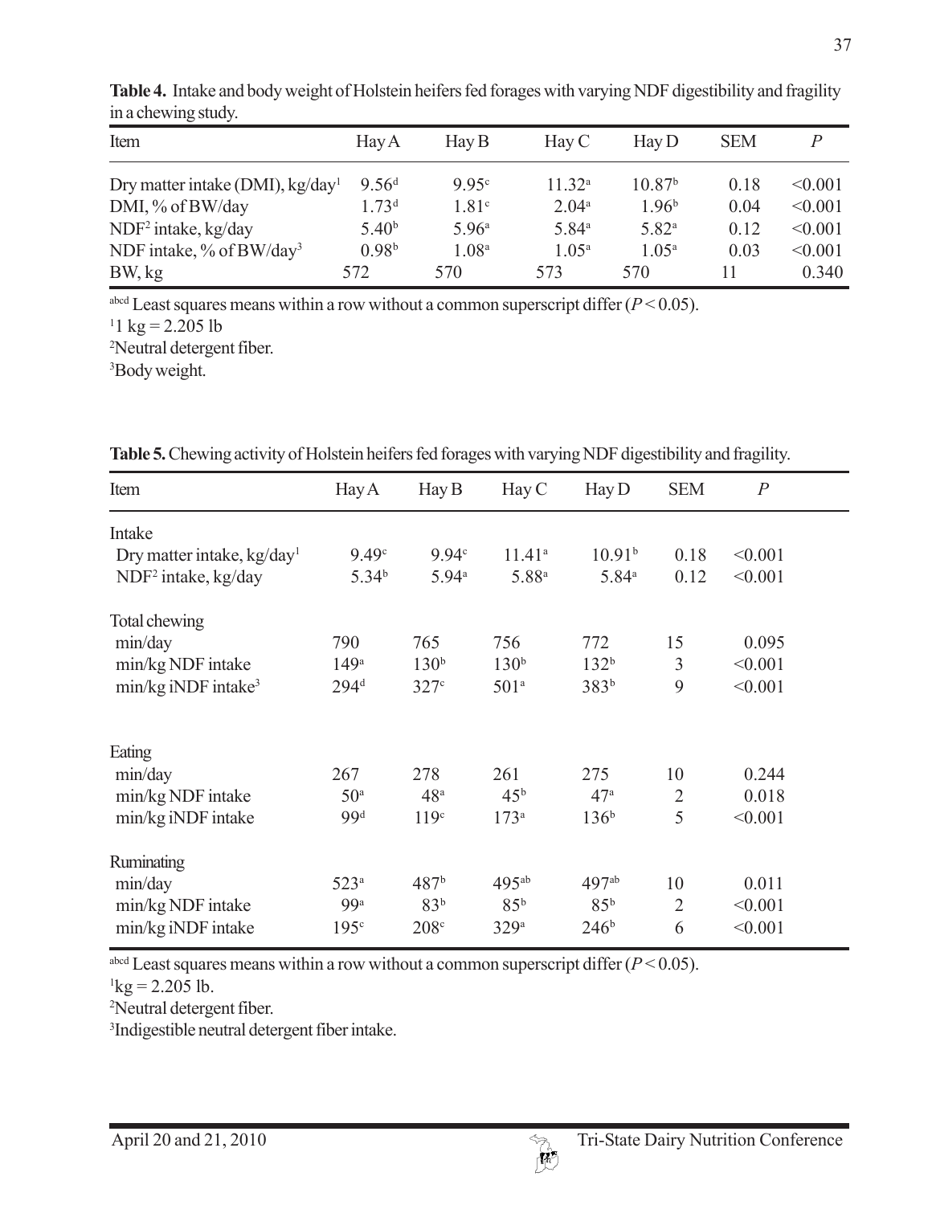**Table 4.** Intake and body weight of Holstein heifers fed forages with varying NDF digestibility and fragility in a chewing study.

| Item | Hay A | Hay B | Hay C | Hay D | SEM | *P* |
|---|---|---|---|---|---|---|
| Dry matter intake (DMI), kg/day[1] | 9.56[d] | 9.95[c] | 11.32[a] | 10.87[b] | 0.18 | <0.001 |
| DMI, % of BW/day | 1.73[d] | 1.81[c] | 2.04[a] | 1.96[b] | 0.04 | <0.001 |
| NDF[2] intake, kg/day | 5.40[b] | 5.96[a] | 5.84[a] | 5.82[a] | 0.12 | <0.001 |
| NDF intake, % of BW/day[3] | 0.98[b] | 1.08[a] | 1.05[a] | 1.05[a] | 0.03 | <0.001 |
| BW, kg | 572 | 570 | 573 | 570 | 11 | 0.340 |

[abcd] Least squares means within a row without a common superscript differ ($P < 0.05$).
[1] 1 kg = 2.205 lb
[2] Neutral detergent fiber.
[3] Body weight.

**Table 5.** Chewing activity of Holstein heifers fed forages with varying NDF digestibility and fragility.

| Item | Hay A | Hay B | Hay C | Hay D | SEM | *P* |
|---|---|---|---|---|---|---|
| Intake | | | | | | |
| Dry matter intake, kg/day[1] | 9.49[c] | 9.94[c] | 11.41[a] | 10.91[b] | 0.18 | <0.001 |
| NDF[2] intake, kg/day | 5.34[b] | 5.94[a] | 5.88[a] | 5.84[a] | 0.12 | <0.001 |
| Total chewing | | | | | | |
| min/day | 790 | 765 | 756 | 772 | 15 | 0.095 |
| min/kg NDF intake | 149[a] | 130[b] | 130[b] | 132[b] | 3 | <0.001 |
| min/kg iNDF intake[3] | 294[d] | 327[c] | 501[a] | 383[b] | 9 | <0.001 |
| Eating | | | | | | |
| min/day | 267 | 278 | 261 | 275 | 10 | 0.244 |
| min/kg NDF intake | 50[a] | 48[a] | 45[b] | 47[a] | 2 | 0.018 |
| min/kg iNDF intake | 99[d] | 119[c] | 173[a] | 136[b] | 5 | <0.001 |
| Ruminating | | | | | | |
| min/day | 523[a] | 487[b] | 495[ab] | 497[ab] | 10 | 0.011 |
| min/kg NDF intake | 99[a] | 83[b] | 85[b] | 85[b] | 2 | <0.001 |
| min/kg iNDF intake | 195[c] | 208[c] | 329[a] | 246[b] | 6 | <0.001 |

[abcd] Least squares means within a row without a common superscript differ ($P < 0.05$).
[1] kg = 2.205 lb.
[2] Neutral detergent fiber.
[3] Indigestible neutral detergent fiber intake.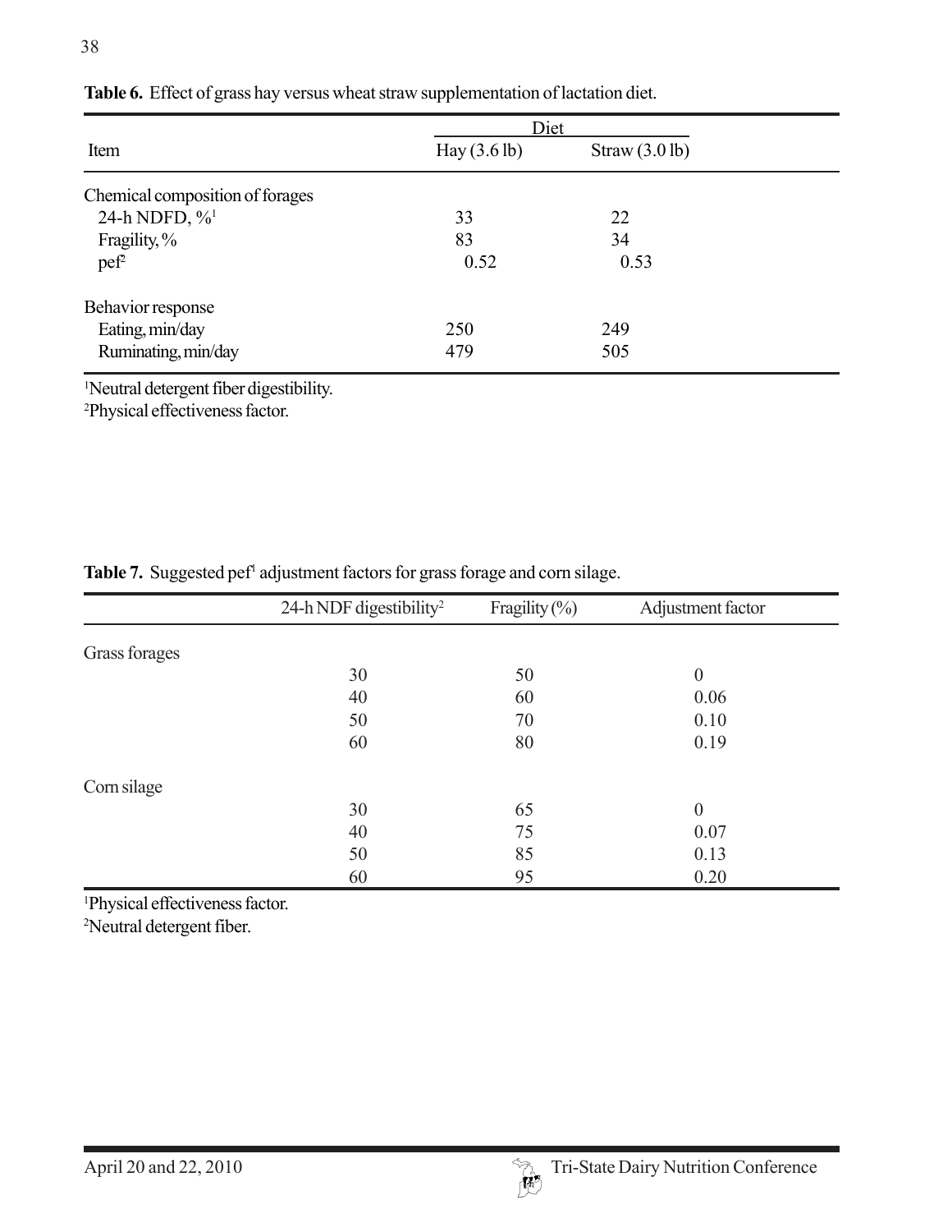**Table 6.** Effect of grass hay versus wheat straw supplementation of lactation diet.

| Item | Diet | |
|---|---|---|
| | Hay (3.6 lb) | Straw (3.0 lb) |
| Chemical composition of forages | | |
| 24-h NDFD, %[1] | 33 | 22 |
| Fragility, % | 83 | 34 |
| pef[2] | 0.52 | 0.53 |
| Behavior response | | |
| Eating, min/day | 250 | 249 |
| Ruminating, min/day | 479 | 505 |

[1]Neutral detergent fiber digestibility.
[2]Physical effectiveness factor.

**Table 7.** Suggested pef[1] adjustment factors for grass forage and corn silage.

| | 24-h NDF digestibility[2] | Fragility (%) | Adjustment factor |
|---|---|---|---|
| Grass forages | | | |
| | 30 | 50 | 0 |
| | 40 | 60 | 0.06 |
| | 50 | 70 | 0.10 |
| | 60 | 80 | 0.19 |
| Corn silage | | | |
| | 30 | 65 | 0 |
| | 40 | 75 | 0.07 |
| | 50 | 85 | 0.13 |
| | 60 | 95 | 0.20 |

[1]Physical effectiveness factor.
[2]Neutral detergent fiber.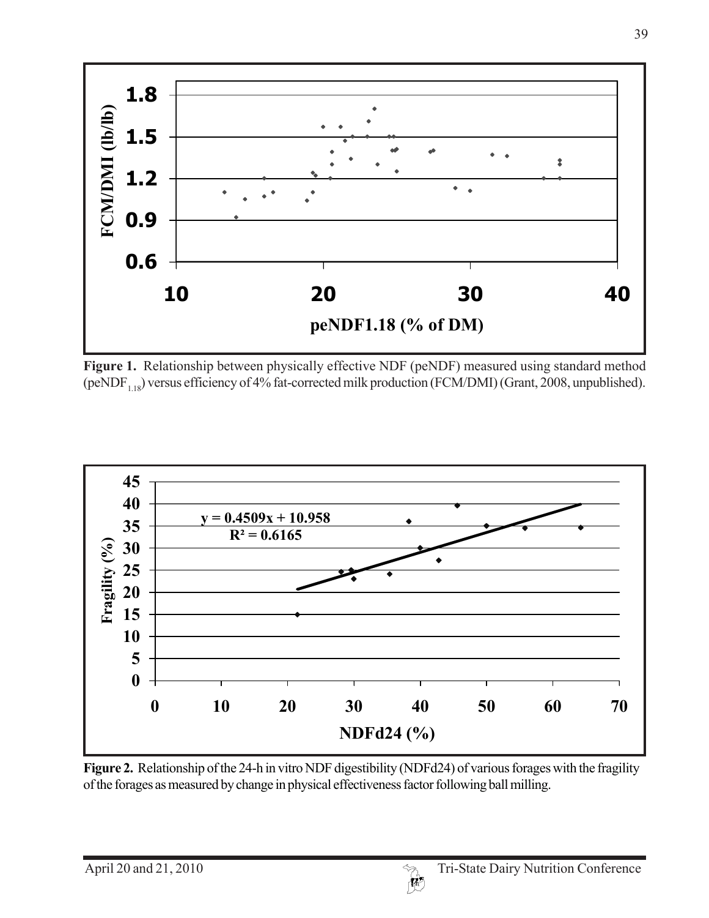**Figure 1.** Relationship between physically effective NDF (peNDF) measured using standard method ($peNDF_{1.18}$) versus efficiency of 4% fat-corrected milk production (FCM/DMI) (Grant, 2008, unpublished).

**Figure 2.** Relationship of the 24-h in vitro NDF digestibility (NDFd24) of various forages with the fragility of the forages as measured by change in physical effectiveness factor following ball milling.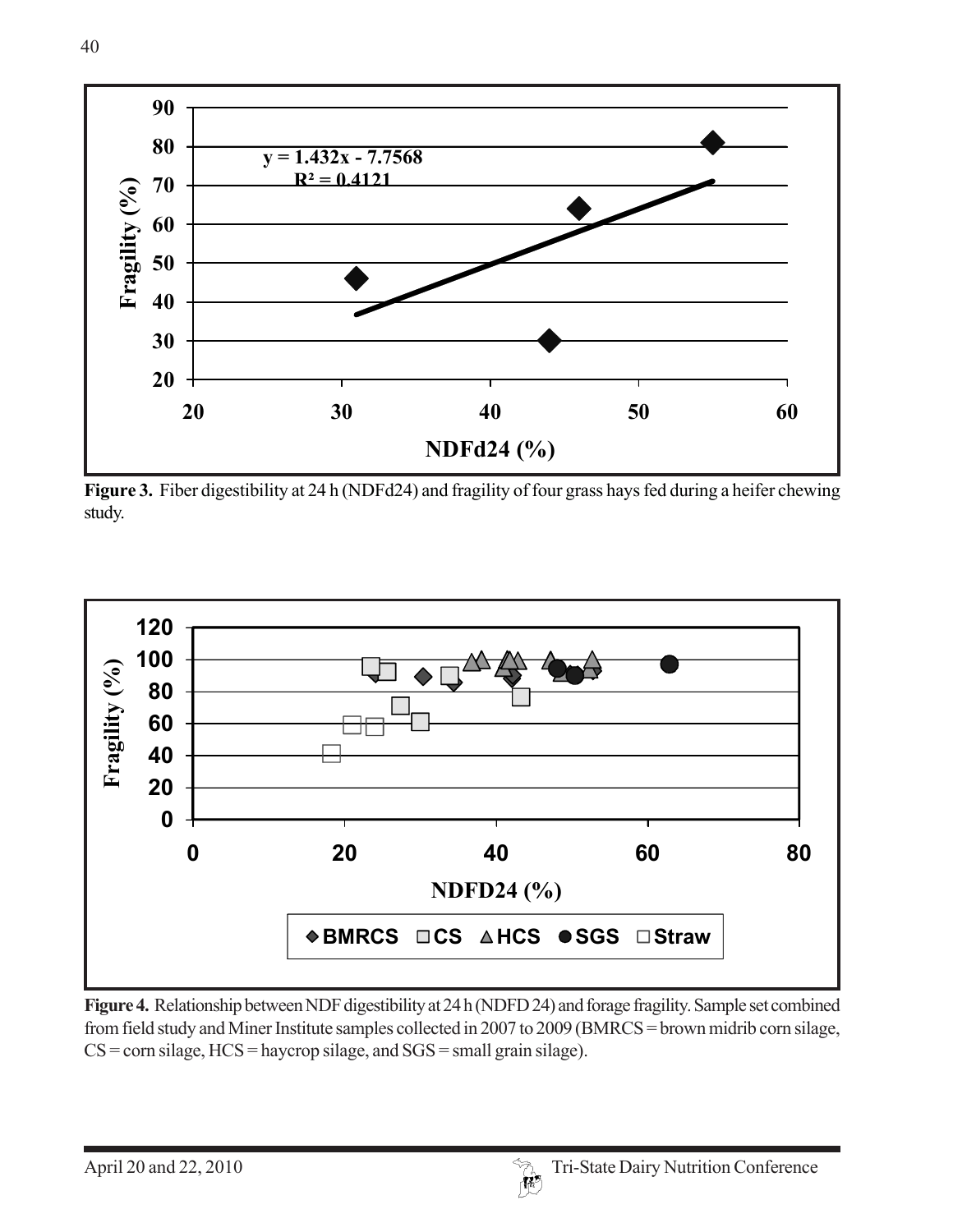90
80
70
60
50
40
30
20

Fragility (%)

y = 1.432x - 7.7568

$R^2 = 0.4121$

20 30 40 50 60

NDFd24 (%)

**Figure 3.** Fiber digestibility at 24 h (NDFd24) and fragility of four grass hays fed during a heifer chewing study.

120
100
80
60
40
20
0

Fragility (%)

0 20 40 60 80

NDFD24 (%)

◆ BMRCS □ CS △ HCS ● SGS □ Straw

**Figure 4.** Relationship between NDF digestibility at 24 h (NDFD 24) and forage fragility. Sample set combined from field study and Miner Institute samples collected in 2007 to 2009 (BMRCS = brown midrib corn silage, CS = corn silage, HCS = haycrop silage, and SGS = small grain silage).